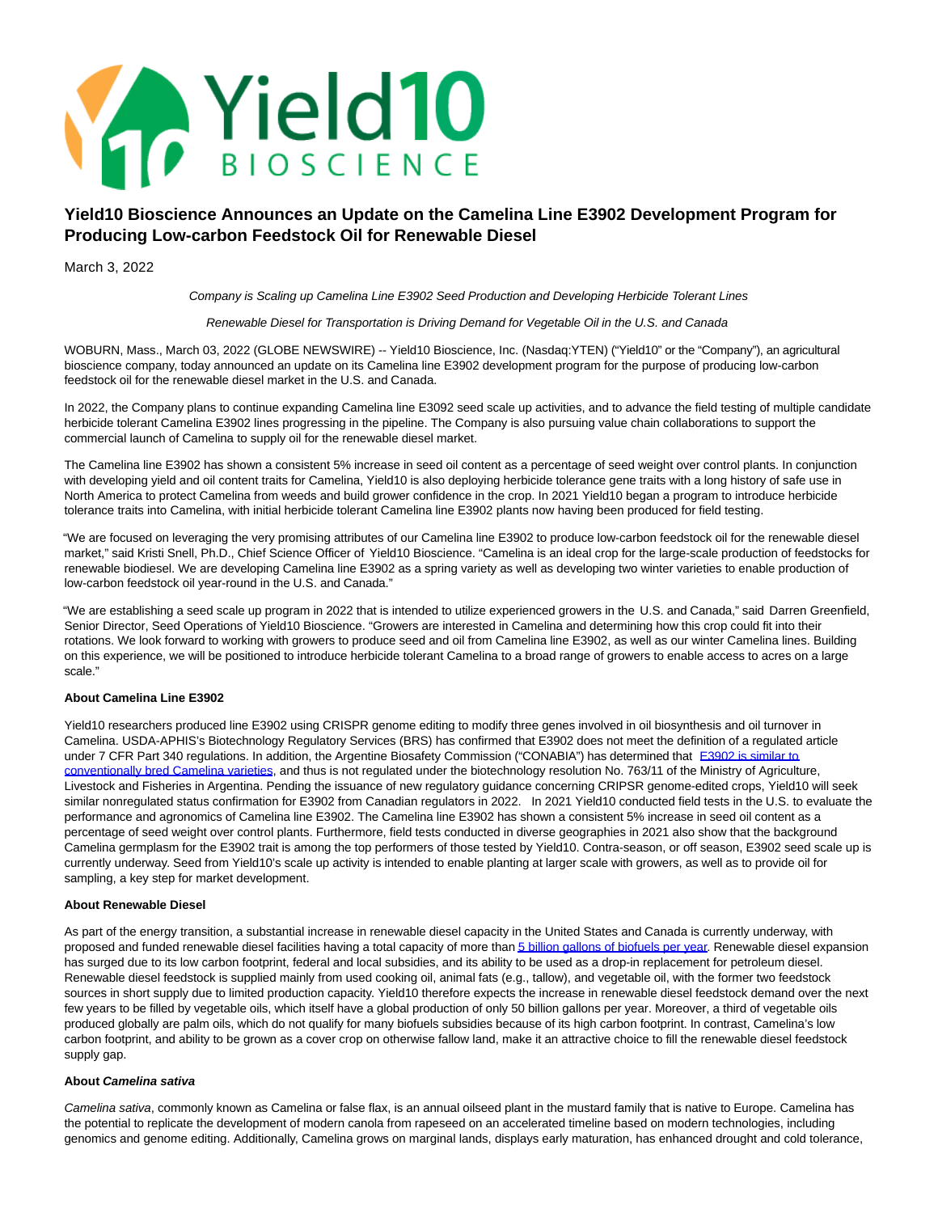# Yield10 Bioscience Announces an Update on the Camelina Line E3902 Development Program for Producing Low-carbon Feedstock Oil for Renewable Diesel

March 3, 2022

*Company is Scaling up Camelina Line E3902 Seed Production and Developing Herbicide Tolerant Lines*

*Renewable Diesel for Transportation is Driving Demand for Vegetable Oil in the U.S. and Canada*

WOBURN, Mass., March 03, 2022 (GLOBE NEWSWIRE) -- Yield10 Bioscience, Inc. (Nasdaq:YTEN) ("Yield10" or the "Company"), an agricultural bioscience company, today announced an update on its Camelina line E3902 development program for the purpose of producing low-carbon feedstock oil for the renewable diesel market in the U.S. and Canada.

In 2022, the Company plans to continue expanding Camelina line E3092 seed scale up activities, and to advance the field testing of multiple candidate herbicide tolerant Camelina E3902 lines progressing in the pipeline. The Company is also pursuing value chain collaborations to support the commercial launch of Camelina to supply oil for the renewable diesel market.

The Camelina line E3902 has shown a consistent 5% increase in seed oil content as a percentage of seed weight over control plants. In conjunction with developing yield and oil content traits for Camelina, Yield10 is also deploying herbicide tolerance gene traits with a long history of safe use in North America to protect Camelina from weeds and build grower confidence in the crop. In 2021 Yield10 began a program to introduce herbicide tolerance traits into Camelina, with initial herbicide tolerant Camelina line E3902 plants now having been produced for field testing.

"We are focused on leveraging the very promising attributes of our Camelina line E3902 to produce low-carbon feedstock oil for the renewable diesel market," said Kristi Snell, Ph.D., Chief Science Officer of Yield10 Bioscience. "Camelina is an ideal crop for the large-scale production of feedstocks for renewable biodiesel. We are developing Camelina line E3902 as a spring variety as well as developing two winter varieties to enable production of low-carbon feedstock oil year-round in the U.S. and Canada."

"We are establishing a seed scale up program in 2022 that is intended to utilize experienced growers in the U.S. and Canada," said Darren Greenfield, Senior Director, Seed Operations of Yield10 Bioscience. "Growers are interested in Camelina and determining how this crop could fit into their rotations. We look forward to working with growers to produce seed and oil from Camelina line E3902, as well as our winter Camelina lines. Building on this experience, we will be positioned to introduce herbicide tolerant Camelina to a broad range of growers to enable access to acres on a large scale."

**About Camelina Line E3902**

Yield10 researchers produced line E3902 using CRISPR genome editing to modify three genes involved in oil biosynthesis and oil turnover in Camelina. USDA-APHIS's Biotechnology Regulatory Services (BRS) has confirmed that E3902 does not meet the definition of a regulated article under 7 CFR Part 340 regulations. In addition, the Argentine Biosafety Commission ("CONABIA") has determined that [E3902 is similar to conventionally bred Camelina varieties](), and thus is not regulated under the biotechnology resolution No. 763/11 of the Ministry of Agriculture, Livestock and Fisheries in Argentina. Pending the issuance of new regulatory guidance concerning CRIPSR genome-edited crops, Yield10 will seek similar nonregulated status confirmation for E3902 from Canadian regulators in 2022. In 2021 Yield10 conducted field tests in the U.S. to evaluate the performance and agronomics of Camelina line E3902. The Camelina line E3902 has shown a consistent 5% increase in seed oil content as a percentage of seed weight over control plants. Furthermore, field tests conducted in diverse geographies in 2021 also show that the background Camelina germplasm for the E3902 trait is among the top performers of those tested by Yield10. Contra-season, or off season, E3902 seed scale up is currently underway. Seed from Yield10's scale up activity is intended to enable planting at larger scale with growers, as well as to provide oil for sampling, a key step for market development.

**About Renewable Diesel**

As part of the energy transition, a substantial increase in renewable diesel capacity in the United States and Canada is currently underway, with proposed and funded renewable diesel facilities having a total capacity of more than [5 billion gallons of biofuels per year](). Renewable diesel expansion has surged due to its low carbon footprint, federal and local subsidies, and its ability to be used as a drop-in replacement for petroleum diesel. Renewable diesel feedstock is supplied mainly from used cooking oil, animal fats (e.g., tallow), and vegetable oil, with the former two feedstock sources in short supply due to limited production capacity. Yield10 therefore expects the increase in renewable diesel feedstock demand over the next few years to be filled by vegetable oils, which itself have a global production of only 50 billion gallons per year. Moreover, a third of vegetable oils produced globally are palm oils, which do not qualify for many biofuels subsidies because of its high carbon footprint. In contrast, Camelina's low carbon footprint, and ability to be grown as a cover crop on otherwise fallow land, make it an attractive choice to fill the renewable diesel feedstock supply gap.

**About *Camelina sativa***

*Camelina sativa*, commonly known as Camelina or false flax, is an annual oilseed plant in the mustard family that is native to Europe. Camelina has the potential to replicate the development of modern canola from rapeseed on an accelerated timeline based on modern technologies, including genomics and genome editing. Additionally, Camelina grows on marginal lands, displays early maturation, has enhanced drought and cold tolerance,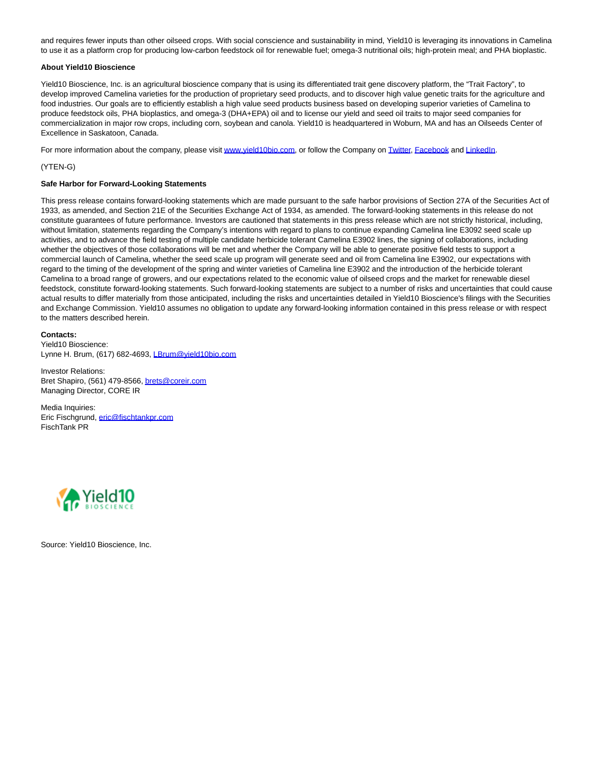and requires fewer inputs than other oilseed crops. With social conscience and sustainability in mind, Yield10 is leveraging its innovations in Camelina to use it as a platform crop for producing low-carbon feedstock oil for renewable fuel; omega-3 nutritional oils; high-protein meal; and PHA bioplastic.

**About Yield10 Bioscience**

Yield10 Bioscience, Inc. is an agricultural bioscience company that is using its differentiated trait gene discovery platform, the "Trait Factory", to develop improved Camelina varieties for the production of proprietary seed products, and to discover high value genetic traits for the agriculture and food industries. Our goals are to efficiently establish a high value seed products business based on developing superior varieties of Camelina to produce feedstock oils, PHA bioplastics, and omega-3 (DHA+EPA) oil and to license our yield and seed oil traits to major seed companies for commercialization in major row crops, including corn, soybean and canola. Yield10 is headquartered in Woburn, MA and has an Oilseeds Center of Excellence in Saskatoon, Canada.

For more information about the company, please visit www.yield10bio.com, or follow the Company on Twitter, Facebook and LinkedIn.

(YTEN-G)

**Safe Harbor for Forward-Looking Statements**

This press release contains forward-looking statements which are made pursuant to the safe harbor provisions of Section 27A of the Securities Act of 1933, as amended, and Section 21E of the Securities Exchange Act of 1934, as amended. The forward-looking statements in this release do not constitute guarantees of future performance. Investors are cautioned that statements in this press release which are not strictly historical, including, without limitation, statements regarding the Company's intentions with regard to plans to continue expanding Camelina line E3092 seed scale up activities, and to advance the field testing of multiple candidate herbicide tolerant Camelina E3902 lines, the signing of collaborations, including whether the objectives of those collaborations will be met and whether the Company will be able to generate positive field tests to support a commercial launch of Camelina, whether the seed scale up program will generate seed and oil from Camelina line E3902, our expectations with regard to the timing of the development of the spring and winter varieties of Camelina line E3902 and the introduction of the herbicide tolerant Camelina to a broad range of growers, and our expectations related to the economic value of oilseed crops and the market for renewable diesel feedstock, constitute forward-looking statements. Such forward-looking statements are subject to a number of risks and uncertainties that could cause actual results to differ materially from those anticipated, including the risks and uncertainties detailed in Yield10 Bioscience's filings with the Securities and Exchange Commission. Yield10 assumes no obligation to update any forward-looking information contained in this press release or with respect to the matters described herein.

**Contacts:**
Yield10 Bioscience:
Lynne H. Brum, (617) 682-4693, LBrum@yield10bio.com

Investor Relations:
Bret Shapiro, (561) 479-8566, brets@coreir.com
Managing Director, CORE IR

Media Inquiries:
Eric Fischgrund, eric@fischtankpr.com
FischTank PR

Yield10 BIOSCIENCE

Source: Yield10 Bioscience, Inc.